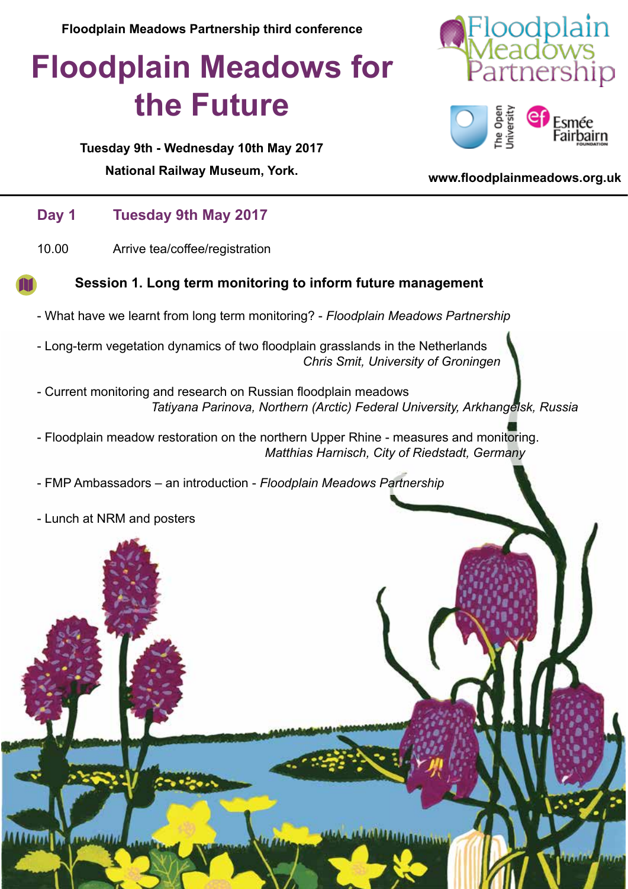Floodplain Meadows Partnership third conference

# Floodplain Meadows for the Future

**Tuesday 9th - Wednesday 10th May 2017**

**National Railway Museum, York.**

**www.floodplainmeadows.org.uk**

## Day 1 Tuesday 9th May 2017

10.00 Arrive tea/coffee/registration

### Session 1. Long term monitoring to inform future management

- What have we learnt from long term monitoring? - *Floodplain Meadows Partnership*
- Long-term vegetation dynamics of two floodplain grasslands in the Netherlands
  *Chris Smit, University of Groningen*
- Current monitoring and research on Russian floodplain meadows
  *Tatiyana Parinova, Northern (Arctic) Federal University, Arkhangelsk, Russia*
- Floodplain meadow restoration on the northern Upper Rhine - measures and monitoring.
  *Matthias Harnisch, City of Riedstadt, Germany*
- FMP Ambassadors – an introduction - *Floodplain Meadows Partnership*
- Lunch at NRM and posters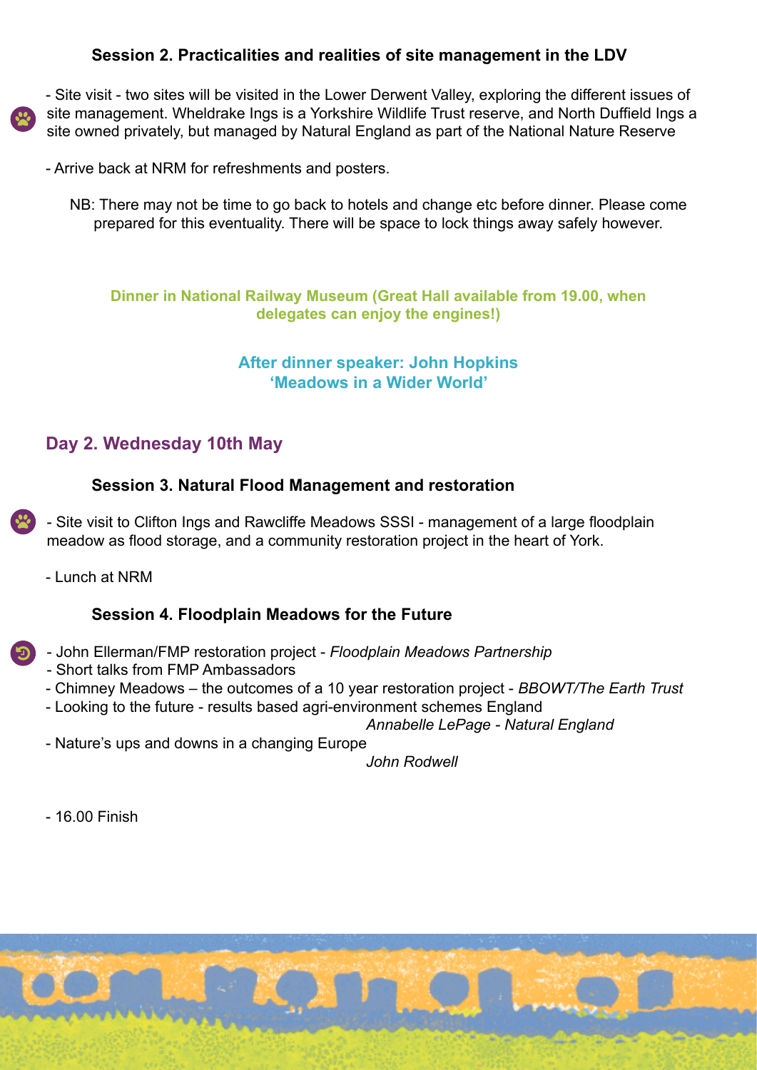### Session 2. Practicalities and realities of site management in the LDV

- Site visit - two sites will be visited in the Lower Derwent Valley, exploring the different issues of site management. Wheldrake Ings is a Yorkshire Wildlife Trust reserve, and North Duffield Ings a site owned privately, but managed by Natural England as part of the National Nature Reserve

- Arrive back at NRM for refreshments and posters.

NB: There may not be time to go back to hotels and change etc before dinner. Please come prepared for this eventuality. There will be space to lock things away safely however.

**Dinner in National Railway Museum (Great Hall available from 19.00, when delegates can enjoy the engines!)**

**After dinner speaker: John Hopkins**
**'Meadows in a Wider World'**

## Day 2. Wednesday 10th May

### Session 3. Natural Flood Management and restoration

- Site visit to Clifton Ings and Rawcliffe Meadows SSSI - management of a large floodplain meadow as flood storage, and a community restoration project in the heart of York.

- Lunch at NRM

### Session 4. Floodplain Meadows for the Future

- John Ellerman/FMP restoration project - *Floodplain Meadows Partnership*
- Short talks from FMP Ambassadors
- Chimney Meadows – the outcomes of a 10 year restoration project - *BBOWT/The Earth Trust*
- Looking to the future - results based agri-environment schemes England
  *Annabelle LePage - Natural England*
- Nature's ups and downs in a changing Europe
  *John Rodwell*

- 16.00 Finish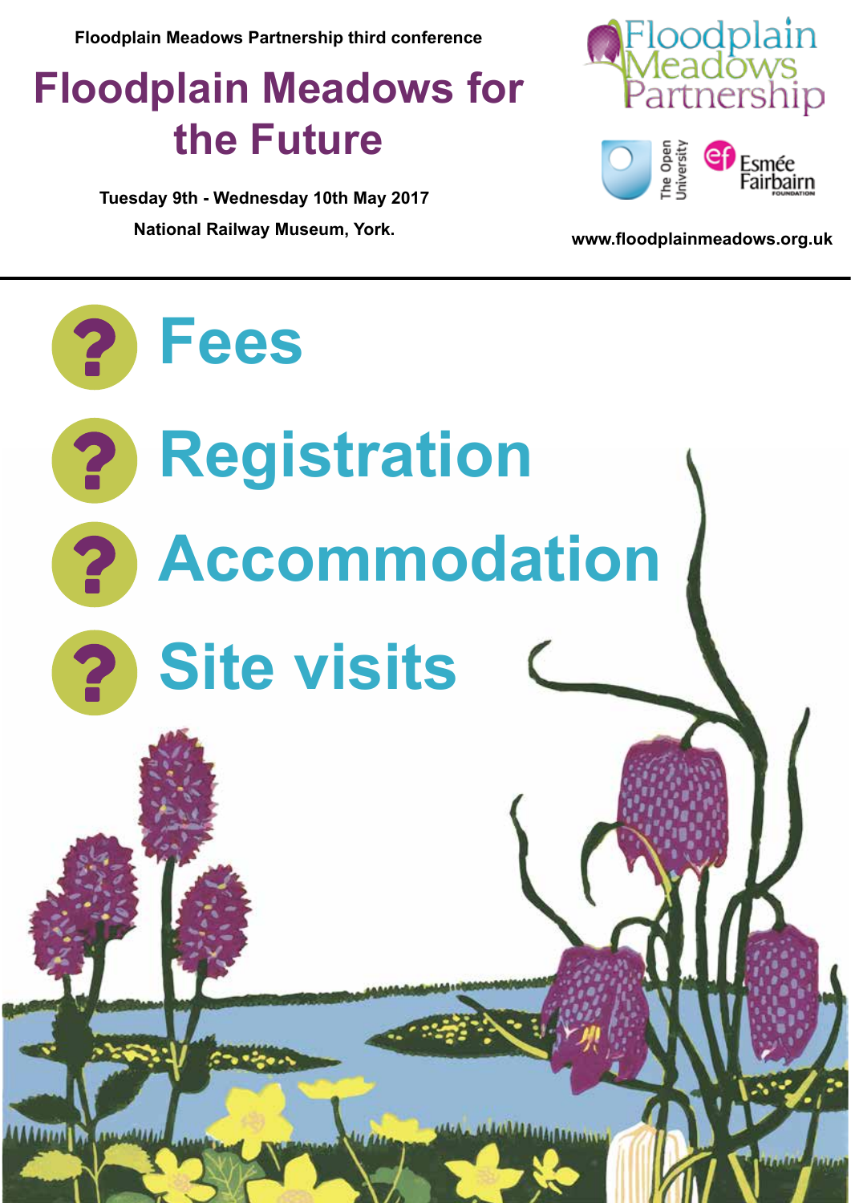Floodplain Meadows Partnership third conference

# Floodplain Meadows for the Future

**Tuesday 9th - Wednesday 10th May 2017**

**National Railway Museum, York.**

Floodplain Meadows Partnership

The Open University

Esmée Fairbairn Foundation

**www.floodplainmeadows.org.uk**

## ? Fees

## ? Registration

## ? Accommodation

## ? Site visits